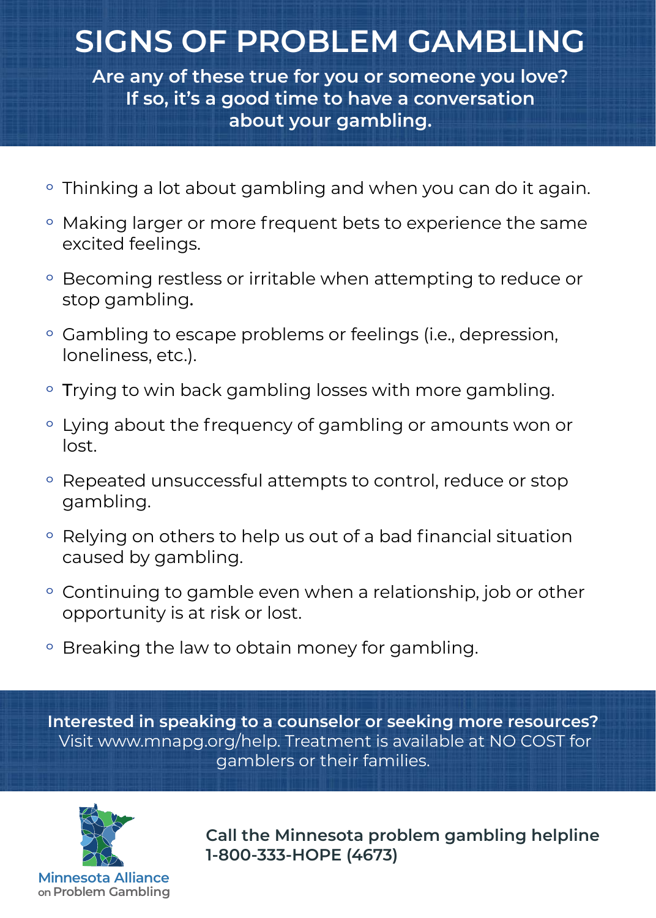# SIGNS OF PROBLEM GAMBLING

**Are any of these true for you or someone you love? If so, it's a good time to have a conversation about your gambling.**

- Thinking a lot about gambling and when you can do it again.
- Making larger or more frequent bets to experience the same excited feelings.
- Becoming restless or irritable when attempting to reduce or stop gambling.
- Gambling to escape problems or feelings (i.e., depression, loneliness, etc.).
- Trying to win back gambling losses with more gambling.
- Lying about the frequency of gambling or amounts won or lost.
- Repeated unsuccessful attempts to control, reduce or stop gambling.
- Relying on others to help us out of a bad financial situation caused by gambling.
- Continuing to gamble even when a relationship, job or other opportunity is at risk or lost.
- Breaking the law to obtain money for gambling.

**Interested in speaking to a counselor or seeking more resources?**
Visit www.mnapg.org/help. Treatment is available at NO COST for gamblers or their families.

Minnesota Alliance on Problem Gambling

**Call the Minnesota problem gambling helpline 1-800-333-HOPE (4673)**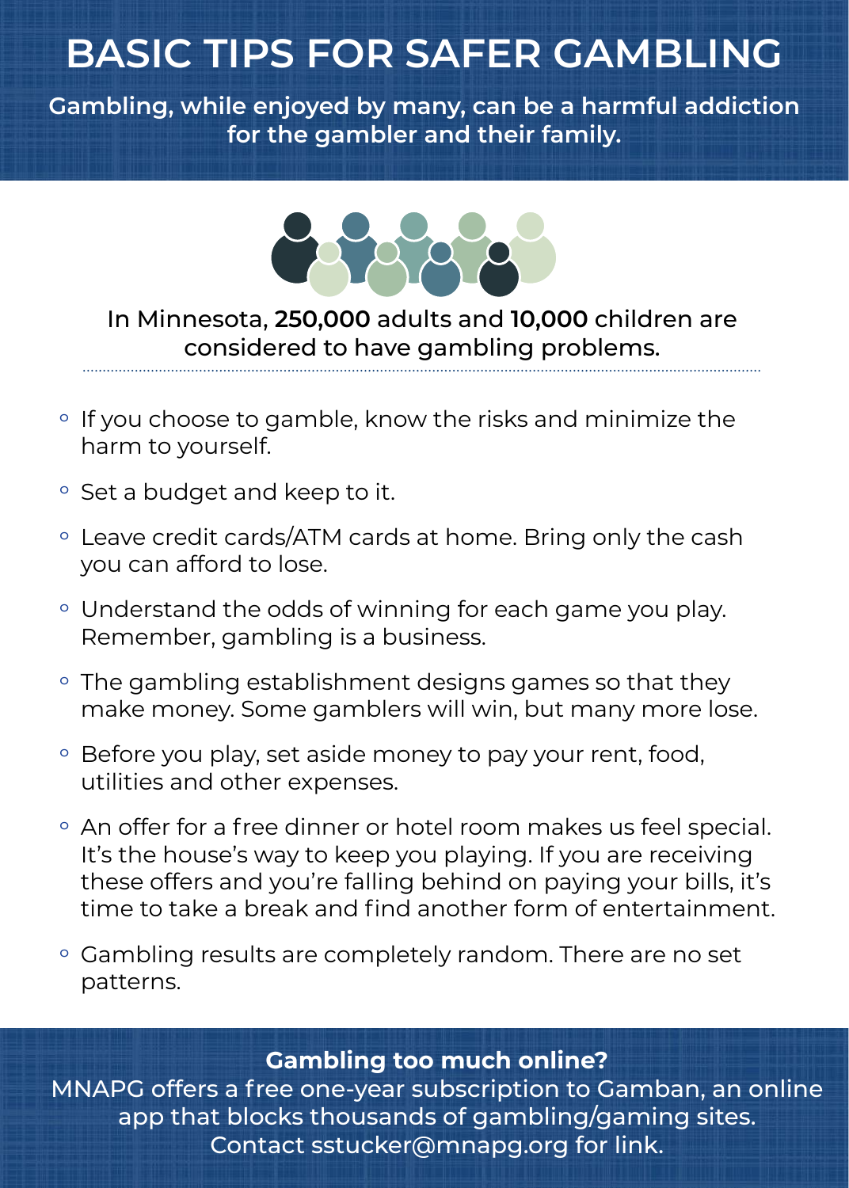# BASIC TIPS FOR SAFER GAMBLING

**Gambling, while enjoyed by many, can be a harmful addiction for the gambler and their family.**

In Minnesota, **250,000** adults and **10,000** children are considered to have gambling problems.

- If you choose to gamble, know the risks and minimize the harm to yourself.
- Set a budget and keep to it.
- Leave credit cards/ATM cards at home. Bring only the cash you can afford to lose.
- Understand the odds of winning for each game you play. Remember, gambling is a business.
- The gambling establishment designs games so that they make money. Some gamblers will win, but many more lose.
- Before you play, set aside money to pay your rent, food, utilities and other expenses.
- An offer for a free dinner or hotel room makes us feel special. It's the house's way to keep you playing. If you are receiving these offers and you're falling behind on paying your bills, it's time to take a break and find another form of entertainment.
- Gambling results are completely random. There are no set patterns.

**Gambling too much online?**

MNAPG offers a free one-year subscription to Gamban, an online app that blocks thousands of gambling/gaming sites. Contact sstucker@mnapg.org for link.